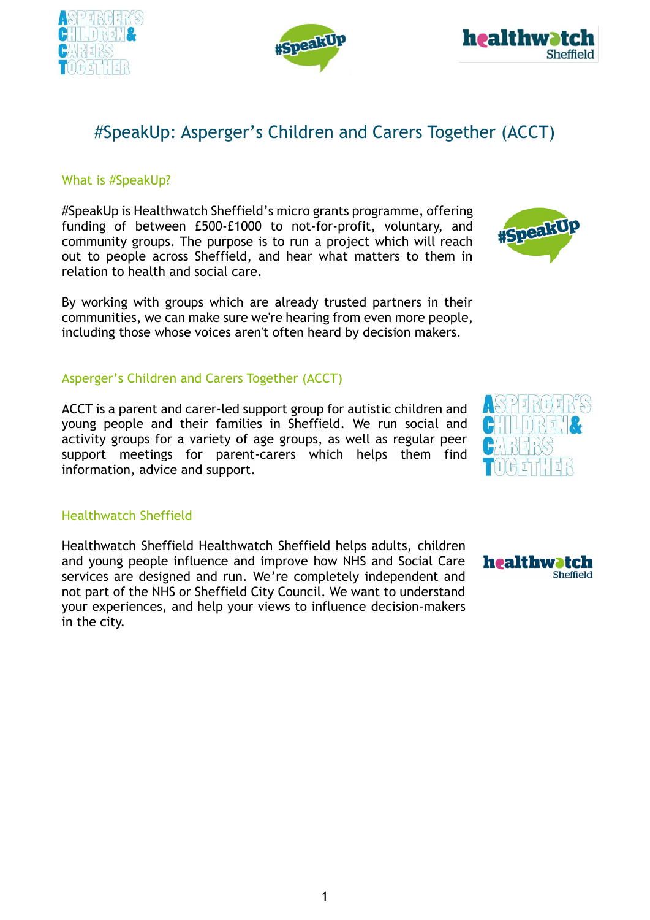# #SpeakUp: Asperger's Children and Carers Together (ACCT)

## What is #SpeakUp?

#SpeakUp is Healthwatch Sheffield's micro grants programme, offering funding of between £500-£1000 to not-for-profit, voluntary, and community groups. The purpose is to run a project which will reach out to people across Sheffield, and hear what matters to them in relation to health and social care.

By working with groups which are already trusted partners in their communities, we can make sure we're hearing from even more people, including those whose voices aren't often heard by decision makers.

## Asperger's Children and Carers Together (ACCT)

ACCT is a parent and carer-led support group for autistic children and young people and their families in Sheffield. We run social and activity groups for a variety of age groups, as well as regular peer support meetings for parent-carers which helps them find information, advice and support.

## Healthwatch Sheffield

Healthwatch Sheffield Healthwatch Sheffield helps adults, children and young people influence and improve how NHS and Social Care services are designed and run. We're completely independent and not part of the NHS or Sheffield City Council. We want to understand your experiences, and help your views to influence decision-makers in the city.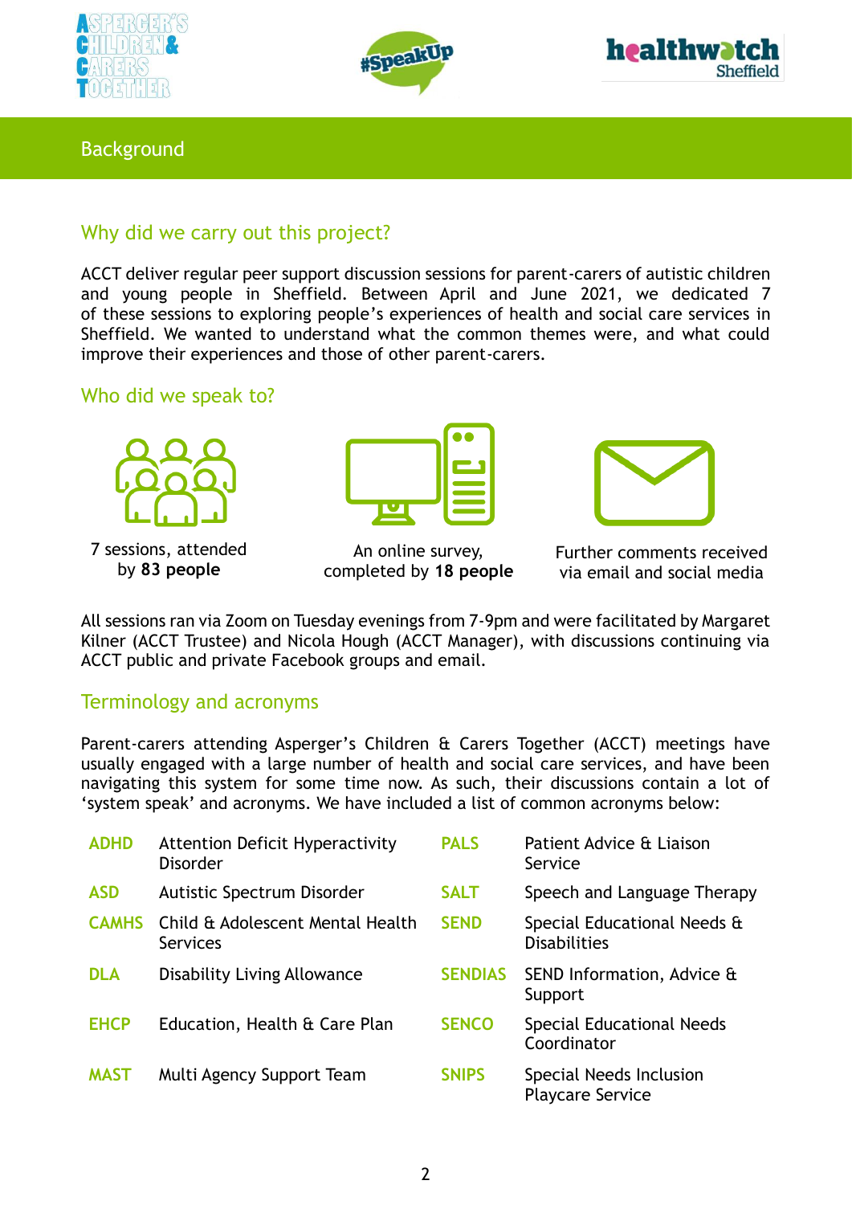## Background

### Why did we carry out this project?

ACCT deliver regular peer support discussion sessions for parent-carers of autistic children and young people in Sheffield. Between April and June 2021, we dedicated 7 of these sessions to exploring people's experiences of health and social care services in Sheffield. We wanted to understand what the common themes were, and what could improve their experiences and those of other parent-carers.

### Who did we speak to?

7 sessions, attended by **83 people**

An online survey, completed by **18 people**

Further comments received via email and social media

All sessions ran via Zoom on Tuesday evenings from 7-9pm and were facilitated by Margaret Kilner (ACCT Trustee) and Nicola Hough (ACCT Manager), with discussions continuing via ACCT public and private Facebook groups and email.

### Terminology and acronyms

Parent-carers attending Asperger's Children & Carers Together (ACCT) meetings have usually engaged with a large number of health and social care services, and have been navigating this system for some time now. As such, their discussions contain a lot of 'system speak' and acronyms. We have included a list of common acronyms below:

| | | | |
|---|---|---|---|
| **ADHD** | Attention Deficit Hyperactivity Disorder | **PALS** | Patient Advice & Liaison Service |
| **ASD** | Autistic Spectrum Disorder | **SALT** | Speech and Language Therapy |
| **CAMHS** | Child & Adolescent Mental Health Services | **SEND** | Special Educational Needs & Disabilities |
| **DLA** | Disability Living Allowance | **SENDIAS** | SEND Information, Advice & Support |
| **EHCP** | Education, Health & Care Plan | **SENCO** | Special Educational Needs Coordinator |
| **MAST** | Multi Agency Support Team | **SNIPS** | Special Needs Inclusion Playcare Service |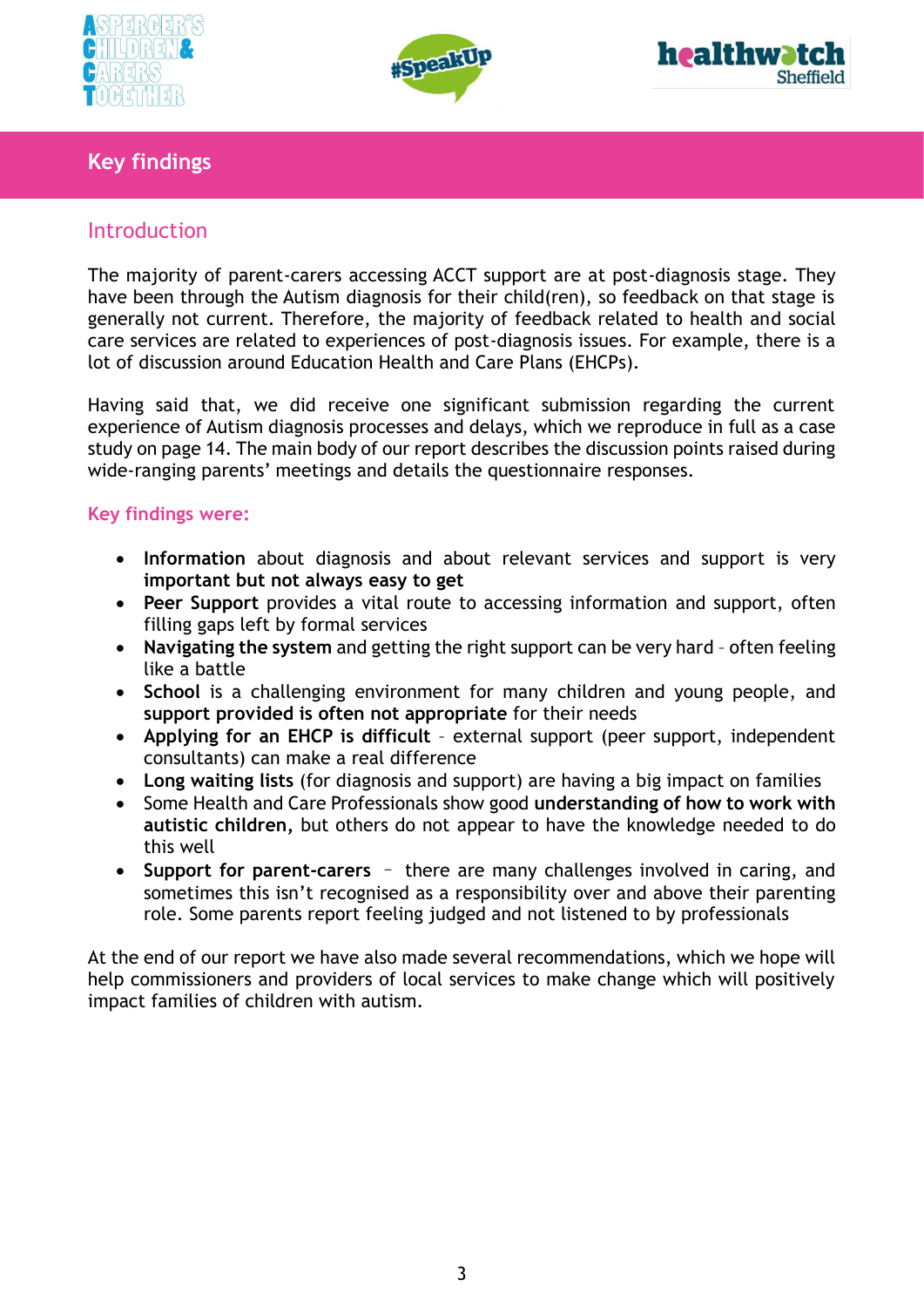# Key findings

## Introduction

The majority of parent-carers accessing ACCT support are at post-diagnosis stage. They have been through the Autism diagnosis for their child(ren), so feedback on that stage is generally not current. Therefore, the majority of feedback related to health and social care services are related to experiences of post-diagnosis issues. For example, there is a lot of discussion around Education Health and Care Plans (EHCPs).

Having said that, we did receive one significant submission regarding the current experience of Autism diagnosis processes and delays, which we reproduce in full as a case study on page 14. The main body of our report describes the discussion points raised during wide-ranging parents' meetings and details the questionnaire responses.

### Key findings were:

- **Information** about diagnosis and about relevant services and support is very **important but not always easy to get**
- **Peer Support** provides a vital route to accessing information and support, often filling gaps left by formal services
- **Navigating the system** and getting the right support can be very hard – often feeling like a battle
- **School** is a challenging environment for many children and young people, and **support provided is often not appropriate** for their needs
- **Applying for an EHCP is difficult** – external support (peer support, independent consultants) can make a real difference
- **Long waiting lists** (for diagnosis and support) are having a big impact on families
- Some Health and Care Professionals show good **understanding of how to work with autistic children,** but others do not appear to have the knowledge needed to do this well
- **Support for parent-carers** – there are many challenges involved in caring, and sometimes this isn't recognised as a responsibility over and above their parenting role. Some parents report feeling judged and not listened to by professionals

At the end of our report we have also made several recommendations, which we hope will help commissioners and providers of local services to make change which will positively impact families of children with autism.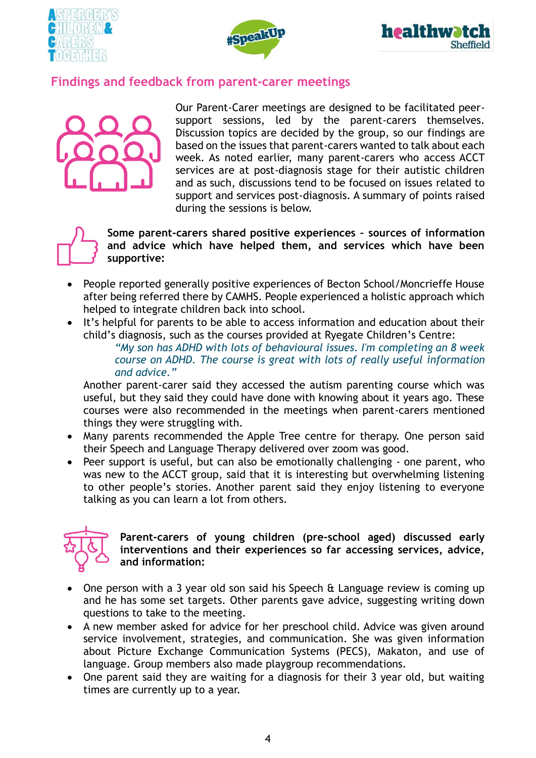## Findings and feedback from parent-carer meetings

Our Parent-Carer meetings are designed to be facilitated peer-support sessions, led by the parent-carers themselves. Discussion topics are decided by the group, so our findings are based on the issues that parent-carers wanted to talk about each week. As noted earlier, many parent-carers who access ACCT services are at post-diagnosis stage for their autistic children and as such, discussions tend to be focused on issues related to support and services post-diagnosis. A summary of points raised during the sessions is below.

**Some parent-carers shared positive experiences – sources of information and advice which have helped them, and services which have been supportive:**

- People reported generally positive experiences of Becton School/Moncrieffe House after being referred there by CAMHS. People experienced a holistic approach which helped to integrate children back into school.
- It's helpful for parents to be able to access information and education about their child's diagnosis, such as the courses provided at Ryegate Children's Centre:

  > *"My son has ADHD with lots of behavioural issues. I'm completing an 8 week course on ADHD. The course is great with lots of really useful information and advice."*

  Another parent-carer said they accessed the autism parenting course which was useful, but they said they could have done with knowing about it years ago. These courses were also recommended in the meetings when parent-carers mentioned things they were struggling with.
- Many parents recommended the Apple Tree centre for therapy. One person said their Speech and Language Therapy delivered over zoom was good.
- Peer support is useful, but can also be emotionally challenging - one parent, who was new to the ACCT group, said that it is interesting but overwhelming listening to other people's stories. Another parent said they enjoy listening to everyone talking as you can learn a lot from others.

**Parent-carers of young children (pre-school aged) discussed early interventions and their experiences so far accessing services, advice, and information:**

- One person with a 3 year old son said his Speech & Language review is coming up and he has some set targets. Other parents gave advice, suggesting writing down questions to take to the meeting.
- A new member asked for advice for her preschool child. Advice was given around service involvement, strategies, and communication. She was given information about Picture Exchange Communication Systems (PECS), Makaton, and use of language. Group members also made playgroup recommendations.
- One parent said they are waiting for a diagnosis for their 3 year old, but waiting times are currently up to a year.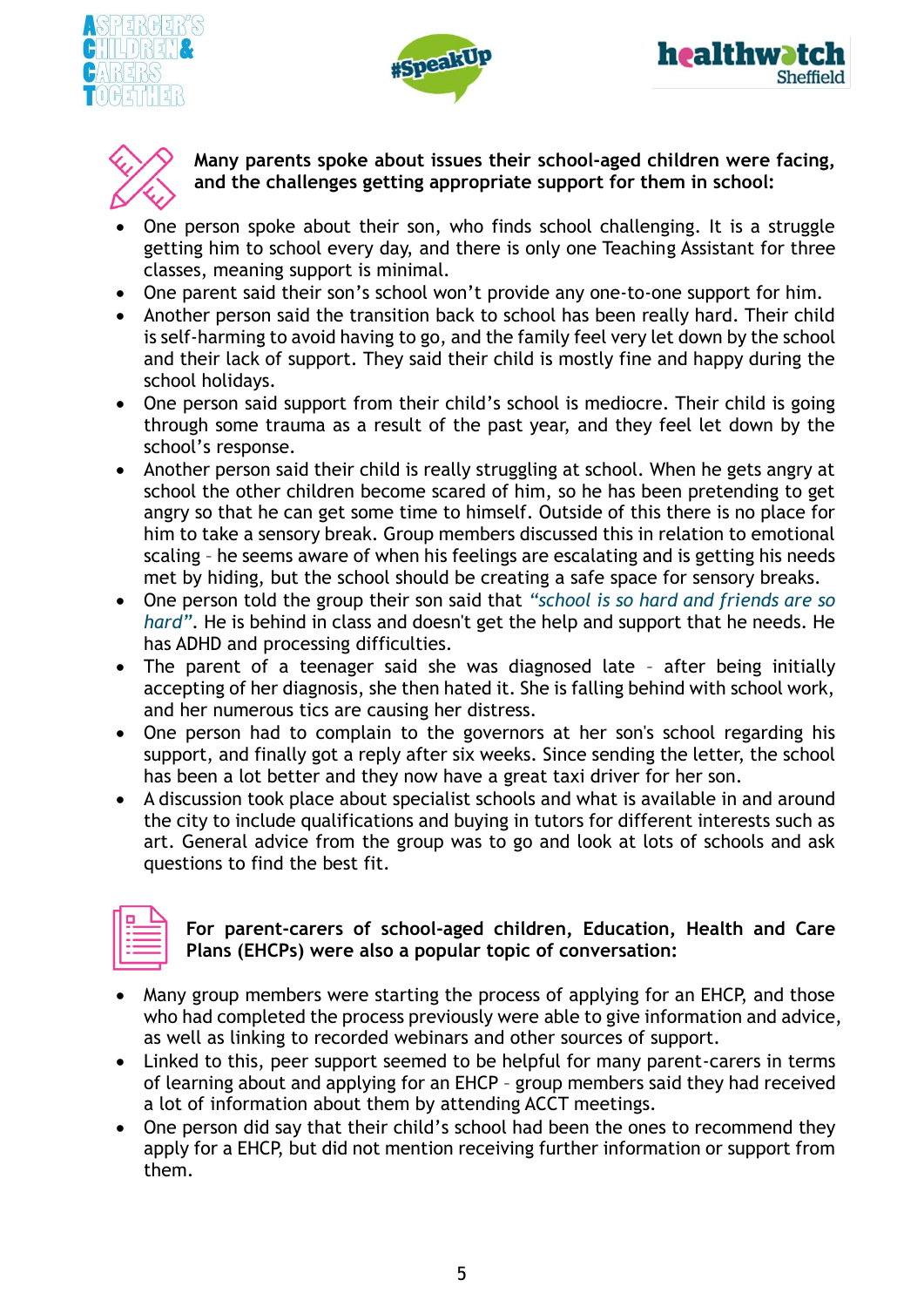**Many parents spoke about issues their school-aged children were facing, and the challenges getting appropriate support for them in school:**

- One person spoke about their son, who finds school challenging. It is a struggle getting him to school every day, and there is only one Teaching Assistant for three classes, meaning support is minimal.
- One parent said their son's school won't provide any one-to-one support for him.
- Another person said the transition back to school has been really hard. Their child is self-harming to avoid having to go, and the family feel very let down by the school and their lack of support. They said their child is mostly fine and happy during the school holidays.
- One person said support from their child's school is mediocre. Their child is going through some trauma as a result of the past year, and they feel let down by the school's response.
- Another person said their child is really struggling at school. When he gets angry at school the other children become scared of him, so he has been pretending to get angry so that he can get some time to himself. Outside of this there is no place for him to take a sensory break. Group members discussed this in relation to emotional scaling – he seems aware of when his feelings are escalating and is getting his needs met by hiding, but the school should be creating a safe space for sensory breaks.
- One person told the group their son said that *"school is so hard and friends are so hard"*. He is behind in class and doesn't get the help and support that he needs. He has ADHD and processing difficulties.
- The parent of a teenager said she was diagnosed late – after being initially accepting of her diagnosis, she then hated it. She is falling behind with school work, and her numerous tics are causing her distress.
- One person had to complain to the governors at her son's school regarding his support, and finally got a reply after six weeks. Since sending the letter, the school has been a lot better and they now have a great taxi driver for her son.
- A discussion took place about specialist schools and what is available in and around the city to include qualifications and buying in tutors for different interests such as art. General advice from the group was to go and look at lots of schools and ask questions to find the best fit.

**For parent-carers of school-aged children, Education, Health and Care Plans (EHCPs) were also a popular topic of conversation:**

- Many group members were starting the process of applying for an EHCP, and those who had completed the process previously were able to give information and advice, as well as linking to recorded webinars and other sources of support.
- Linked to this, peer support seemed to be helpful for many parent-carers in terms of learning about and applying for an EHCP – group members said they had received a lot of information about them by attending ACCT meetings.
- One person did say that their child's school had been the ones to recommend they apply for a EHCP, but did not mention receiving further information or support from them.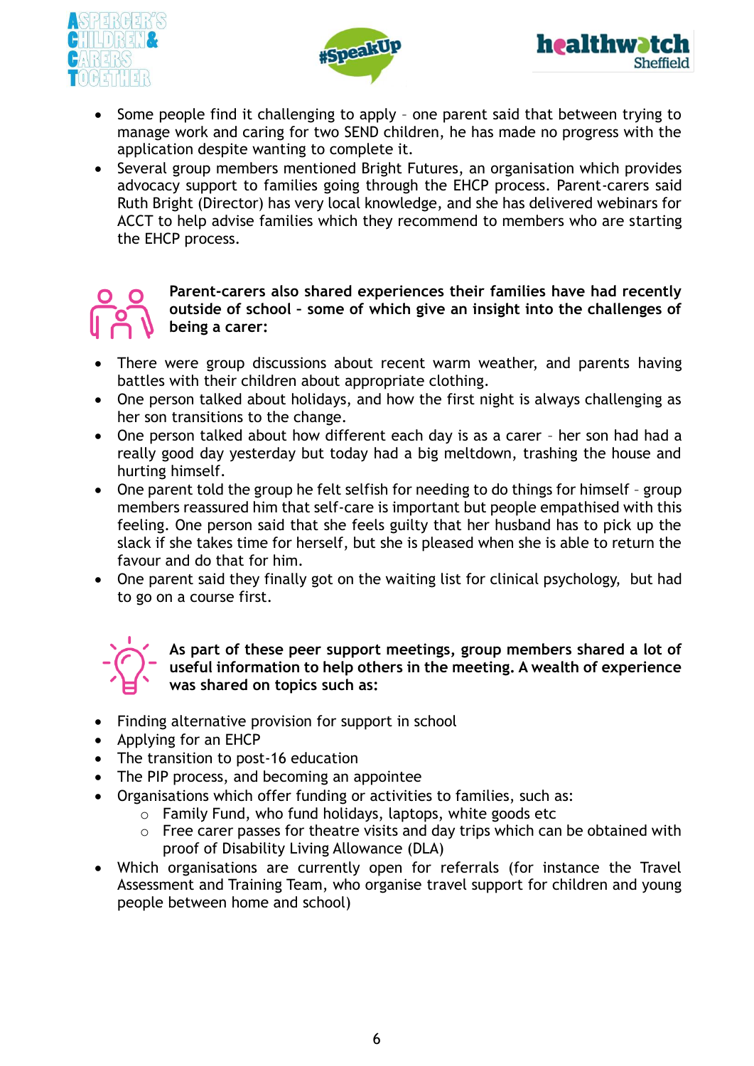- Some people find it challenging to apply – one parent said that between trying to manage work and caring for two SEND children, he has made no progress with the application despite wanting to complete it.
- Several group members mentioned Bright Futures, an organisation which provides advocacy support to families going through the EHCP process. Parent-carers said Ruth Bright (Director) has very local knowledge, and she has delivered webinars for ACCT to help advise families which they recommend to members who are starting the EHCP process.

**Parent-carers also shared experiences their families have had recently outside of school – some of which give an insight into the challenges of being a carer:**

- There were group discussions about recent warm weather, and parents having battles with their children about appropriate clothing.
- One person talked about holidays, and how the first night is always challenging as her son transitions to the change.
- One person talked about how different each day is as a carer – her son had had a really good day yesterday but today had a big meltdown, trashing the house and hurting himself.
- One parent told the group he felt selfish for needing to do things for himself – group members reassured him that self-care is important but people empathised with this feeling. One person said that she feels guilty that her husband has to pick up the slack if she takes time for herself, but she is pleased when she is able to return the favour and do that for him.
- One parent said they finally got on the waiting list for clinical psychology, but had to go on a course first.

**As part of these peer support meetings, group members shared a lot of useful information to help others in the meeting. A wealth of experience was shared on topics such as:**

- Finding alternative provision for support in school
- Applying for an EHCP
- The transition to post-16 education
- The PIP process, and becoming an appointee
- Organisations which offer funding or activities to families, such as:
  - Family Fund, who fund holidays, laptops, white goods etc
  - Free carer passes for theatre visits and day trips which can be obtained with proof of Disability Living Allowance (DLA)
- Which organisations are currently open for referrals (for instance the Travel Assessment and Training Team, who organise travel support for children and young people between home and school)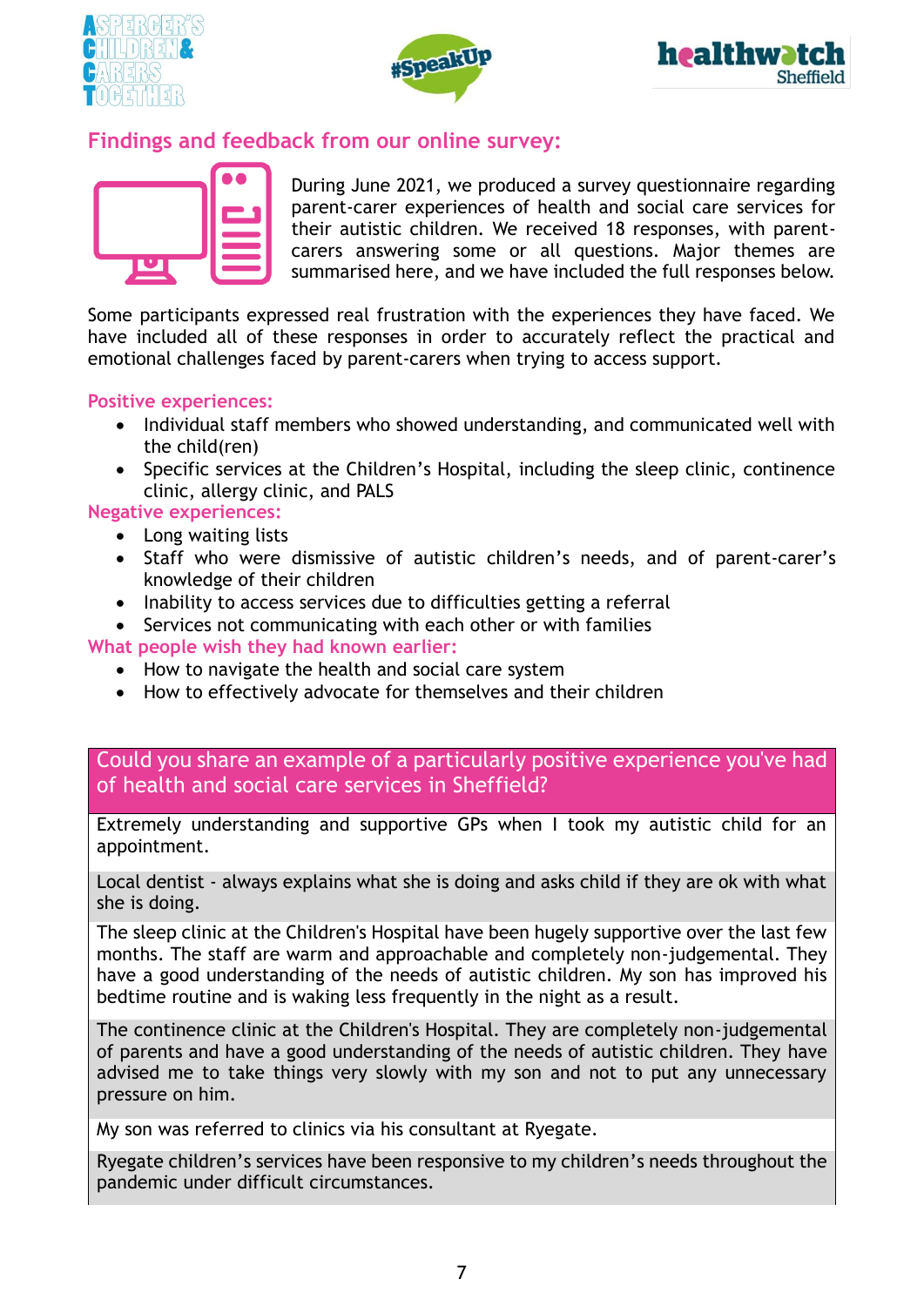## Findings and feedback from our online survey:

During June 2021, we produced a survey questionnaire regarding parent-carer experiences of health and social care services for their autistic children. We received 18 responses, with parent-carers answering some or all questions. Major themes are summarised here, and we have included the full responses below.

Some participants expressed real frustration with the experiences they have faced. We have included all of these responses in order to accurately reflect the practical and emotional challenges faced by parent-carers when trying to access support.

### Positive experiences:

- Individual staff members who showed understanding, and communicated well with the child(ren)
- Specific services at the Children's Hospital, including the sleep clinic, continence clinic, allergy clinic, and PALS

### Negative experiences:

- Long waiting lists
- Staff who were dismissive of autistic children's needs, and of parent-carer's knowledge of their children
- Inability to access services due to difficulties getting a referral
- Services not communicating with each other or with families

### What people wish they had known earlier:

- How to navigate the health and social care system
- How to effectively advocate for themselves and their children

| Could you share an example of a particularly positive experience you've had of health and social care services in Sheffield? |
|---|
| Extremely understanding and supportive GPs when I took my autistic child for an appointment. |
| Local dentist - always explains what she is doing and asks child if they are ok with what she is doing. |
| The sleep clinic at the Children's Hospital have been hugely supportive over the last few months. The staff are warm and approachable and completely non-judgemental. They have a good understanding of the needs of autistic children. My son has improved his bedtime routine and is waking less frequently in the night as a result. |
| The continence clinic at the Children's Hospital. They are completely non-judgemental of parents and have a good understanding of the needs of autistic children. They have advised me to take things very slowly with my son and not to put any unnecessary pressure on him. |
| My son was referred to clinics via his consultant at Ryegate. |
| Ryegate children's services have been responsive to my children's needs throughout the pandemic under difficult circumstances. |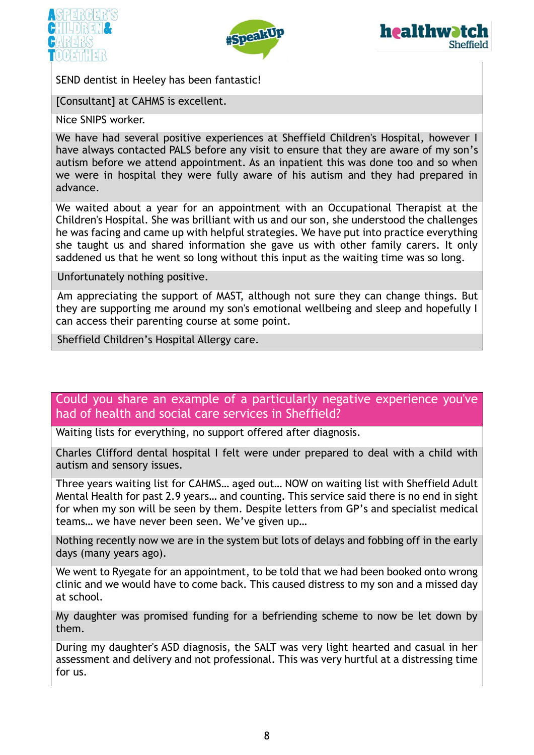| |
|---|
| SEND dentist in Heeley has been fantastic! |
| [Consultant] at CAHMS is excellent. |
| Nice SNIPS worker. |
| We have had several positive experiences at Sheffield Children's Hospital, however I have always contacted PALS before any visit to ensure that they are aware of my son's autism before we attend appointment. As an inpatient this was done too and so when we were in hospital they were fully aware of his autism and they had prepared in advance. |
| We waited about a year for an appointment with an Occupational Therapist at the Children's Hospital. She was brilliant with us and our son, she understood the challenges he was facing and came up with helpful strategies. We have put into practice everything she taught us and shared information she gave us with other family carers. It only saddened us that he went so long without this input as the waiting time was so long. |
| Unfortunately nothing positive. |
| Am appreciating the support of MAST, although not sure they can change things. But they are supporting me around my son's emotional wellbeing and sleep and hopefully I can access their parenting course at some point. |
| Sheffield Children's Hospital Allergy care. |

| Could you share an example of a particularly negative experience you've had of health and social care services in Sheffield? |
|---|
| Waiting lists for everything, no support offered after diagnosis. |
| Charles Clifford dental hospital I felt were under prepared to deal with a child with autism and sensory issues. |
| Three years waiting list for CAHMS… aged out… NOW on waiting list with Sheffield Adult Mental Health for past 2.9 years… and counting. This service said there is no end in sight for when my son will be seen by them. Despite letters from GP's and specialist medical teams… we have never been seen. We've given up… |
| Nothing recently now we are in the system but lots of delays and fobbing off in the early days (many years ago). |
| We went to Ryegate for an appointment, to be told that we had been booked onto wrong clinic and we would have to come back. This caused distress to my son and a missed day at school. |
| My daughter was promised funding for a befriending scheme to now be let down by them. |
| During my daughter's ASD diagnosis, the SALT was very light hearted and casual in her assessment and delivery and not professional. This was very hurtful at a distressing time for us. |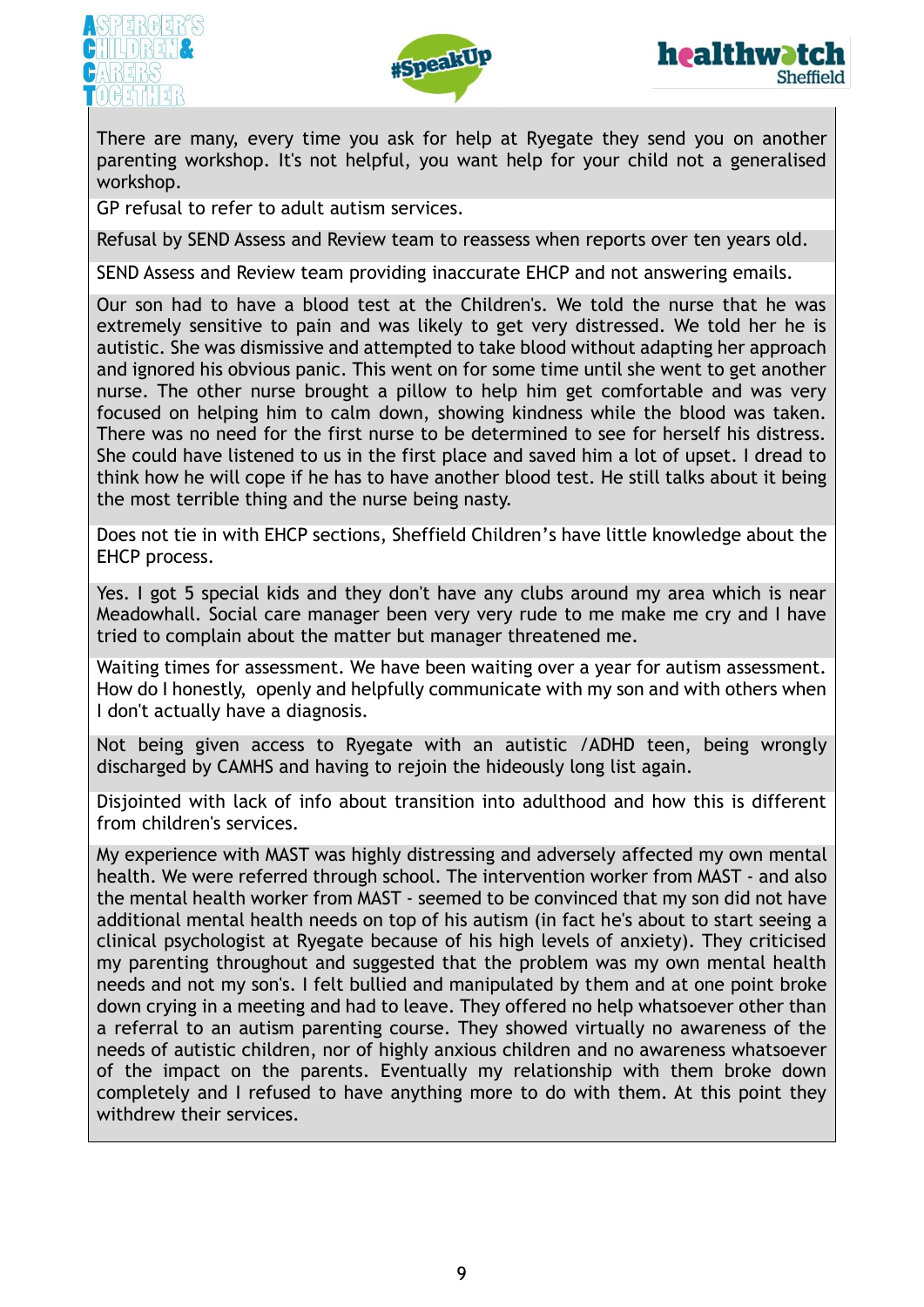| |
|---|
| There are many, every time you ask for help at Ryegate they send you on another parenting workshop. It's not helpful, you want help for your child not a generalised workshop. |
| GP refusal to refer to adult autism services. |
| Refusal by SEND Assess and Review team to reassess when reports over ten years old. |
| SEND Assess and Review team providing inaccurate EHCP and not answering emails. |
| Our son had to have a blood test at the Children's. We told the nurse that he was extremely sensitive to pain and was likely to get very distressed. We told her he is autistic. She was dismissive and attempted to take blood without adapting her approach and ignored his obvious panic. This went on for some time until she went to get another nurse. The other nurse brought a pillow to help him get comfortable and was very focused on helping him to calm down, showing kindness while the blood was taken. There was no need for the first nurse to be determined to see for herself his distress. She could have listened to us in the first place and saved him a lot of upset. I dread to think how he will cope if he has to have another blood test. He still talks about it being the most terrible thing and the nurse being nasty. |
| Does not tie in with EHCP sections, Sheffield Children's have little knowledge about the EHCP process. |
| Yes. I got 5 special kids and they don't have any clubs around my area which is near Meadowhall. Social care manager been very very rude to me make me cry and I have tried to complain about the matter but manager threatened me. |
| Waiting times for assessment. We have been waiting over a year for autism assessment. How do I honestly, openly and helpfully communicate with my son and with others when I don't actually have a diagnosis. |
| Not being given access to Ryegate with an autistic /ADHD teen, being wrongly discharged by CAMHS and having to rejoin the hideously long list again. |
| Disjointed with lack of info about transition into adulthood and how this is different from children's services. |
| My experience with MAST was highly distressing and adversely affected my own mental health. We were referred through school. The intervention worker from MAST - and also the mental health worker from MAST - seemed to be convinced that my son did not have additional mental health needs on top of his autism (in fact he's about to start seeing a clinical psychologist at Ryegate because of his high levels of anxiety). They criticised my parenting throughout and suggested that the problem was my own mental health needs and not my son's. I felt bullied and manipulated by them and at one point broke down crying in a meeting and had to leave. They offered no help whatsoever other than a referral to an autism parenting course. They showed virtually no awareness of the needs of autistic children, nor of highly anxious children and no awareness whatsoever of the impact on the parents. Eventually my relationship with them broke down completely and I refused to have anything more to do with them. At this point they withdrew their services. |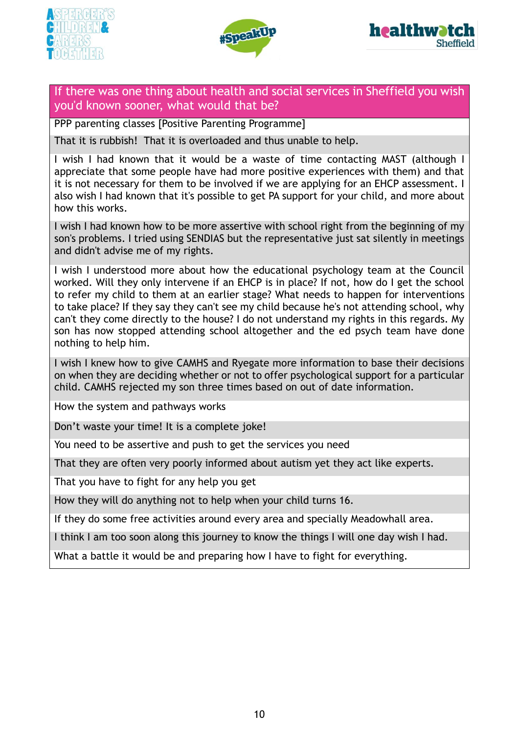| If there was one thing about health and social services in Sheffield you wish you'd known sooner, what would that be? |
|---|
| PPP parenting classes [Positive Parenting Programme] |
| That it is rubbish!  That it is overloaded and thus unable to help. |
| I wish I had known that it would be a waste of time contacting MAST (although I appreciate that some people have had more positive experiences with them) and that it is not necessary for them to be involved if we are applying for an EHCP assessment. I also wish I had known that it's possible to get PA support for your child, and more about how this works. |
| I wish I had known how to be more assertive with school right from the beginning of my son's problems. I tried using SENDIAS but the representative just sat silently in meetings and didn't advise me of my rights. |
| I wish I understood more about how the educational psychology team at the Council worked. Will they only intervene if an EHCP is in place? If not, how do I get the school to refer my child to them at an earlier stage? What needs to happen for interventions to take place? If they say they can't see my child because he's not attending school, why can't they come directly to the house? I do not understand my rights in this regards. My son has now stopped attending school altogether and the ed psych team have done nothing to help him. |
| I wish I knew how to give CAMHS and Ryegate more information to base their decisions on when they are deciding whether or not to offer psychological support for a particular child. CAMHS rejected my son three times based on out of date information. |
| How the system and pathways works |
| Don't waste your time! It is a complete joke! |
| You need to be assertive and push to get the services you need |
| That they are often very poorly informed about autism yet they act like experts. |
| That you have to fight for any help you get |
| How they will do anything not to help when your child turns 16. |
| If they do some free activities around every area and specially Meadowhall area. |
| I think I am too soon along this journey to know the things I will one day wish I had. |
| What a battle it would be and preparing how I have to fight for everything. |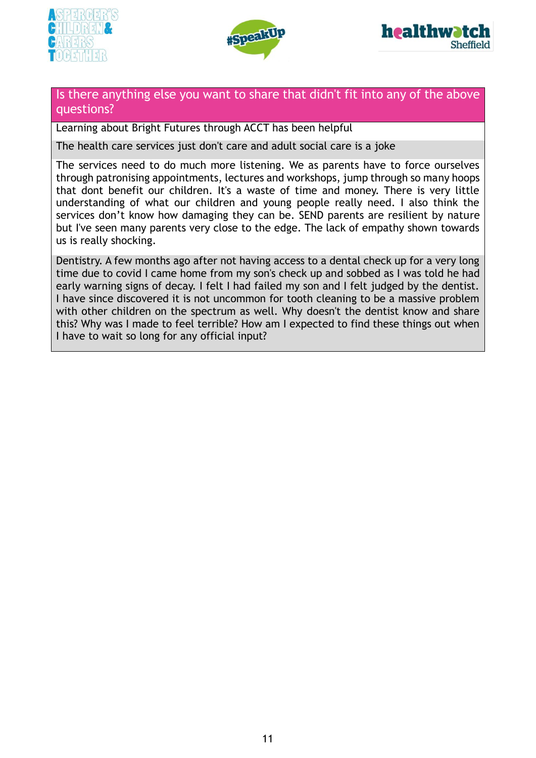| Is there anything else you want to share that didn't fit into any of the above questions? |
|---|
| Learning about Bright Futures through ACCT has been helpful |
| The health care services just don't care and adult social care is a joke |
| The services need to do much more listening. We as parents have to force ourselves through patronising appointments, lectures and workshops, jump through so many hoops that dont benefit our children. It's a waste of time and money. There is very little understanding of what our children and young people really need. I also think the services don't know how damaging they can be. SEND parents are resilient by nature but I've seen many parents very close to the edge. The lack of empathy shown towards us is really shocking. |
| Dentistry. A few months ago after not having access to a dental check up for a very long time due to covid I came home from my son's check up and sobbed as I was told he had early warning signs of decay. I felt I had failed my son and I felt judged by the dentist. I have since discovered it is not uncommon for tooth cleaning to be a massive problem with other children on the spectrum as well. Why doesn't the dentist know and share this? Why was I made to feel terrible? How am I expected to find these things out when I have to wait so long for any official input? |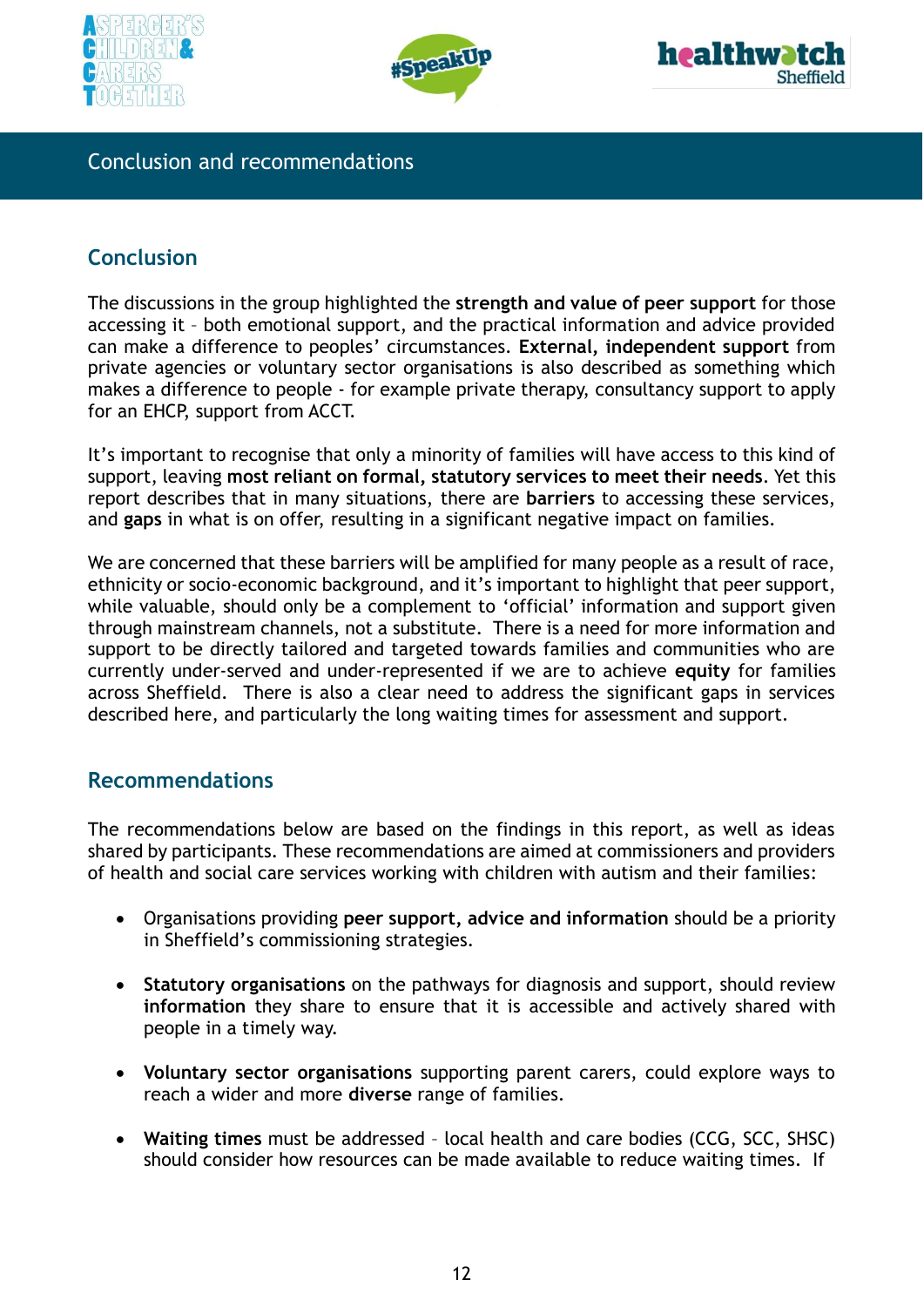# Conclusion and recommendations

## Conclusion

The discussions in the group highlighted the **strength and value of peer support** for those accessing it – both emotional support, and the practical information and advice provided can make a difference to peoples' circumstances. **External, independent support** from private agencies or voluntary sector organisations is also described as something which makes a difference to people - for example private therapy, consultancy support to apply for an EHCP, support from ACCT.

It's important to recognise that only a minority of families will have access to this kind of support, leaving **most reliant on formal, statutory services to meet their needs**. Yet this report describes that in many situations, there are **barriers** to accessing these services, and **gaps** in what is on offer, resulting in a significant negative impact on families.

We are concerned that these barriers will be amplified for many people as a result of race, ethnicity or socio-economic background, and it's important to highlight that peer support, while valuable, should only be a complement to 'official' information and support given through mainstream channels, not a substitute. There is a need for more information and support to be directly tailored and targeted towards families and communities who are currently under-served and under-represented if we are to achieve **equity** for families across Sheffield. There is also a clear need to address the significant gaps in services described here, and particularly the long waiting times for assessment and support.

## Recommendations

The recommendations below are based on the findings in this report, as well as ideas shared by participants. These recommendations are aimed at commissioners and providers of health and social care services working with children with autism and their families:

- Organisations providing **peer support, advice and information** should be a priority in Sheffield's commissioning strategies.
- **Statutory organisations** on the pathways for diagnosis and support, should review **information** they share to ensure that it is accessible and actively shared with people in a timely way.
- **Voluntary sector organisations** supporting parent carers, could explore ways to reach a wider and more **diverse** range of families.
- **Waiting times** must be addressed – local health and care bodies (CCG, SCC, SHSC) should consider how resources can be made available to reduce waiting times. If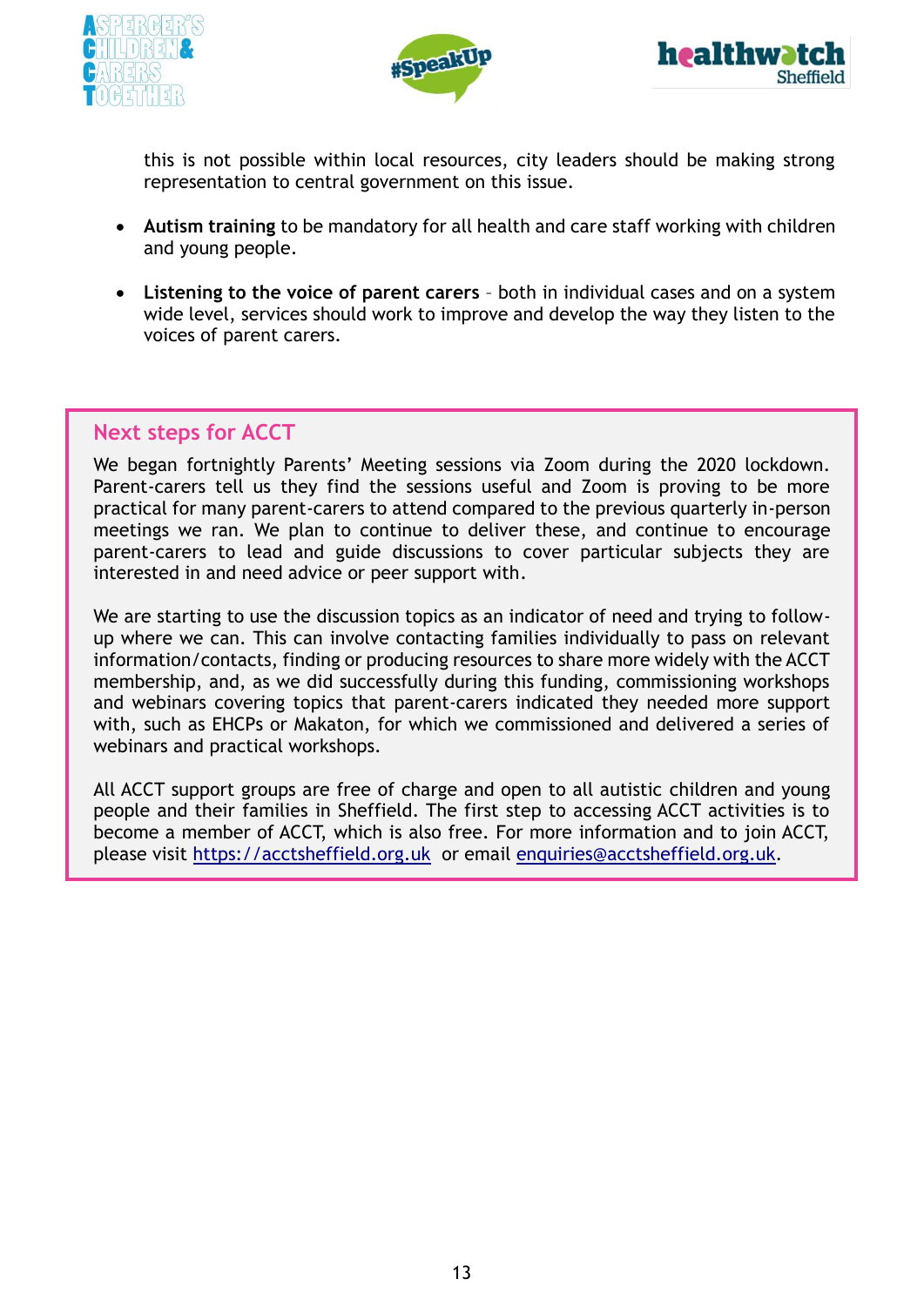this is not possible within local resources, city leaders should be making strong representation to central government on this issue.

- **Autism training** to be mandatory for all health and care staff working with children and young people.
- **Listening to the voice of parent carers** – both in individual cases and on a system wide level, services should work to improve and develop the way they listen to the voices of parent carers.

## Next steps for ACCT

We began fortnightly Parents' Meeting sessions via Zoom during the 2020 lockdown. Parent-carers tell us they find the sessions useful and Zoom is proving to be more practical for many parent-carers to attend compared to the previous quarterly in-person meetings we ran. We plan to continue to deliver these, and continue to encourage parent-carers to lead and guide discussions to cover particular subjects they are interested in and need advice or peer support with.

We are starting to use the discussion topics as an indicator of need and trying to follow-up where we can. This can involve contacting families individually to pass on relevant information/contacts, finding or producing resources to share more widely with the ACCT membership, and, as we did successfully during this funding, commissioning workshops and webinars covering topics that parent-carers indicated they needed more support with, such as EHCPs or Makaton, for which we commissioned and delivered a series of webinars and practical workshops.

All ACCT support groups are free of charge and open to all autistic children and young people and their families in Sheffield. The first step to accessing ACCT activities is to become a member of ACCT, which is also free. For more information and to join ACCT, please visit https://acctsheffield.org.uk or email enquiries@acctsheffield.org.uk.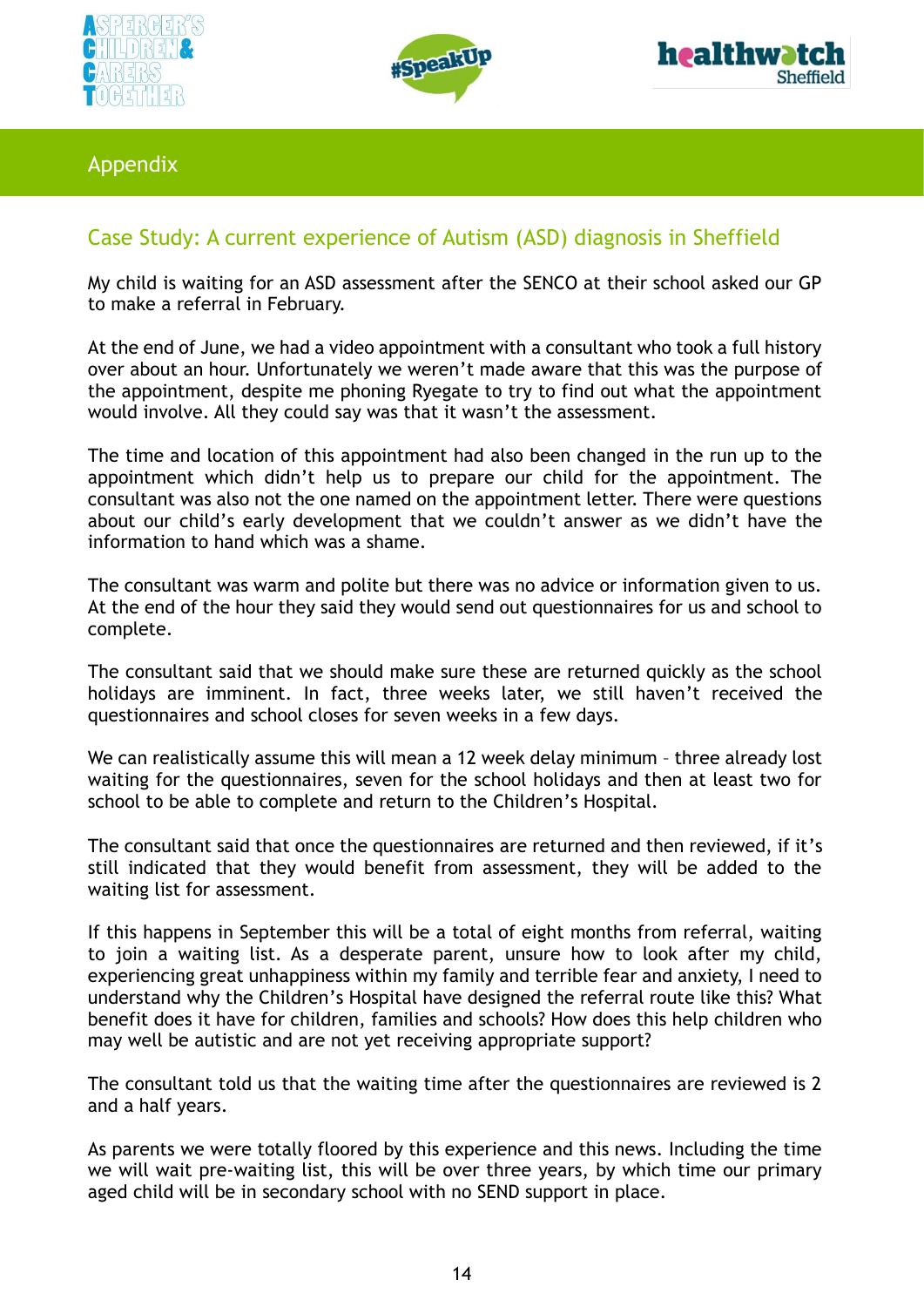## Appendix

### Case Study: A current experience of Autism (ASD) diagnosis in Sheffield

My child is waiting for an ASD assessment after the SENCO at their school asked our GP to make a referral in February.

At the end of June, we had a video appointment with a consultant who took a full history over about an hour. Unfortunately we weren't made aware that this was the purpose of the appointment, despite me phoning Ryegate to try to find out what the appointment would involve. All they could say was that it wasn't the assessment.

The time and location of this appointment had also been changed in the run up to the appointment which didn't help us to prepare our child for the appointment. The consultant was also not the one named on the appointment letter. There were questions about our child's early development that we couldn't answer as we didn't have the information to hand which was a shame.

The consultant was warm and polite but there was no advice or information given to us. At the end of the hour they said they would send out questionnaires for us and school to complete.

The consultant said that we should make sure these are returned quickly as the school holidays are imminent. In fact, three weeks later, we still haven't received the questionnaires and school closes for seven weeks in a few days.

We can realistically assume this will mean a 12 week delay minimum – three already lost waiting for the questionnaires, seven for the school holidays and then at least two for school to be able to complete and return to the Children's Hospital.

The consultant said that once the questionnaires are returned and then reviewed, if it's still indicated that they would benefit from assessment, they will be added to the waiting list for assessment.

If this happens in September this will be a total of eight months from referral, waiting to join a waiting list. As a desperate parent, unsure how to look after my child, experiencing great unhappiness within my family and terrible fear and anxiety, I need to understand why the Children's Hospital have designed the referral route like this? What benefit does it have for children, families and schools? How does this help children who may well be autistic and are not yet receiving appropriate support?

The consultant told us that the waiting time after the questionnaires are reviewed is 2 and a half years.

As parents we were totally floored by this experience and this news. Including the time we will wait pre-waiting list, this will be over three years, by which time our primary aged child will be in secondary school with no SEND support in place.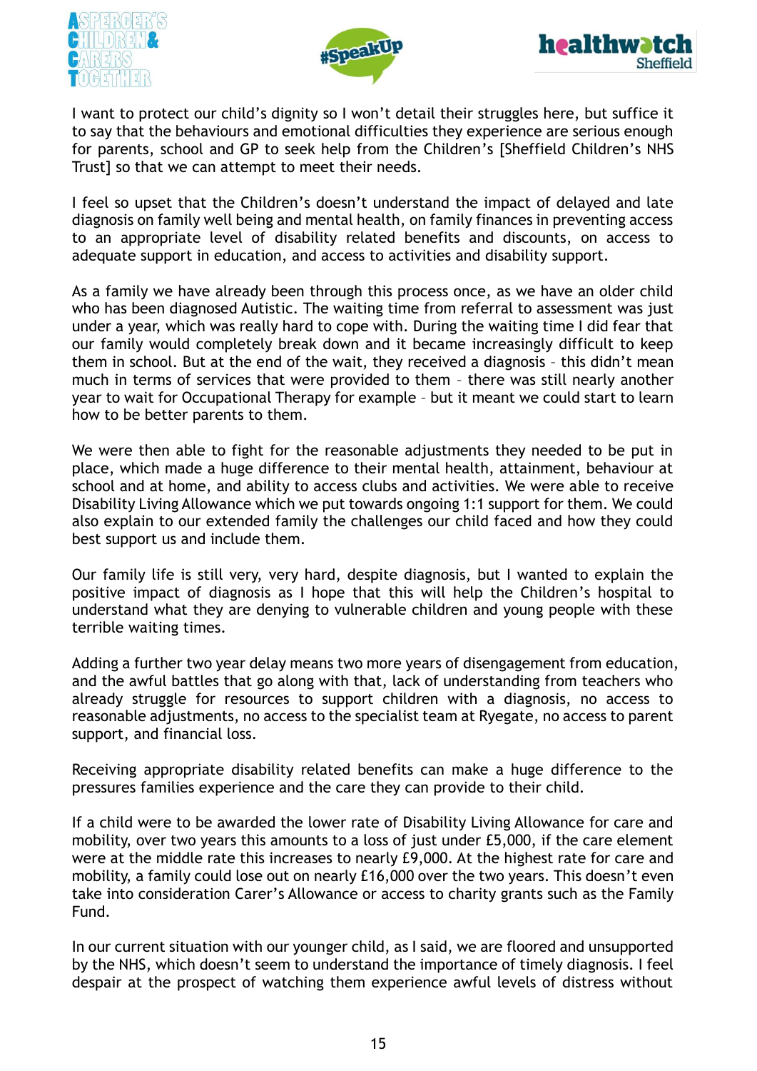I want to protect our child's dignity so I won't detail their struggles here, but suffice it to say that the behaviours and emotional difficulties they experience are serious enough for parents, school and GP to seek help from the Children's [Sheffield Children's NHS Trust] so that we can attempt to meet their needs.

I feel so upset that the Children's doesn't understand the impact of delayed and late diagnosis on family well being and mental health, on family finances in preventing access to an appropriate level of disability related benefits and discounts, on access to adequate support in education, and access to activities and disability support.

As a family we have already been through this process once, as we have an older child who has been diagnosed Autistic. The waiting time from referral to assessment was just under a year, which was really hard to cope with. During the waiting time I did fear that our family would completely break down and it became increasingly difficult to keep them in school. But at the end of the wait, they received a diagnosis – this didn't mean much in terms of services that were provided to them – there was still nearly another year to wait for Occupational Therapy for example – but it meant we could start to learn how to be better parents to them.

We were then able to fight for the reasonable adjustments they needed to be put in place, which made a huge difference to their mental health, attainment, behaviour at school and at home, and ability to access clubs and activities. We were able to receive Disability Living Allowance which we put towards ongoing 1:1 support for them. We could also explain to our extended family the challenges our child faced and how they could best support us and include them.

Our family life is still very, very hard, despite diagnosis, but I wanted to explain the positive impact of diagnosis as I hope that this will help the Children's hospital to understand what they are denying to vulnerable children and young people with these terrible waiting times.

Adding a further two year delay means two more years of disengagement from education, and the awful battles that go along with that, lack of understanding from teachers who already struggle for resources to support children with a diagnosis, no access to reasonable adjustments, no access to the specialist team at Ryegate, no access to parent support, and financial loss.

Receiving appropriate disability related benefits can make a huge difference to the pressures families experience and the care they can provide to their child.

If a child were to be awarded the lower rate of Disability Living Allowance for care and mobility, over two years this amounts to a loss of just under £5,000, if the care element were at the middle rate this increases to nearly £9,000. At the highest rate for care and mobility, a family could lose out on nearly £16,000 over the two years. This doesn't even take into consideration Carer's Allowance or access to charity grants such as the Family Fund.

In our current situation with our younger child, as I said, we are floored and unsupported by the NHS, which doesn't seem to understand the importance of timely diagnosis. I feel despair at the prospect of watching them experience awful levels of distress without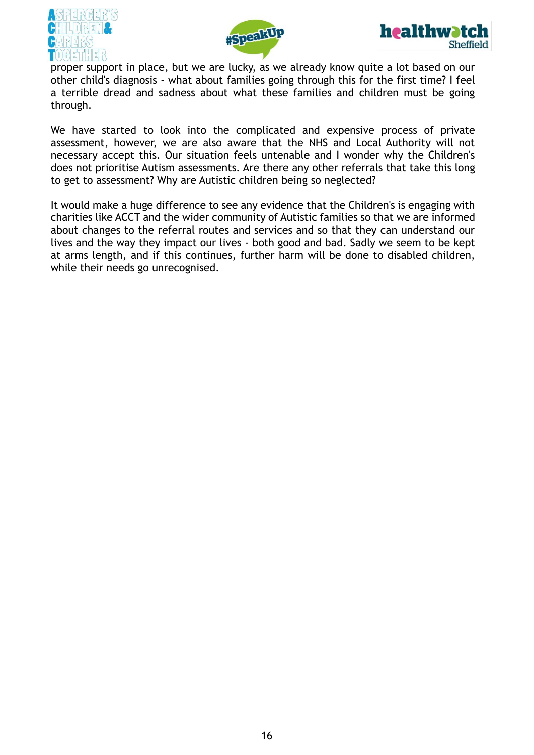proper support in place, but we are lucky, as we already know quite a lot based on our other child's diagnosis - what about families going through this for the first time? I feel a terrible dread and sadness about what these families and children must be going through.

We have started to look into the complicated and expensive process of private assessment, however, we are also aware that the NHS and Local Authority will not necessary accept this. Our situation feels untenable and I wonder why the Children's does not prioritise Autism assessments. Are there any other referrals that take this long to get to assessment? Why are Autistic children being so neglected?

It would make a huge difference to see any evidence that the Children's is engaging with charities like ACCT and the wider community of Autistic families so that we are informed about changes to the referral routes and services and so that they can understand our lives and the way they impact our lives - both good and bad. Sadly we seem to be kept at arms length, and if this continues, further harm will be done to disabled children, while their needs go unrecognised.